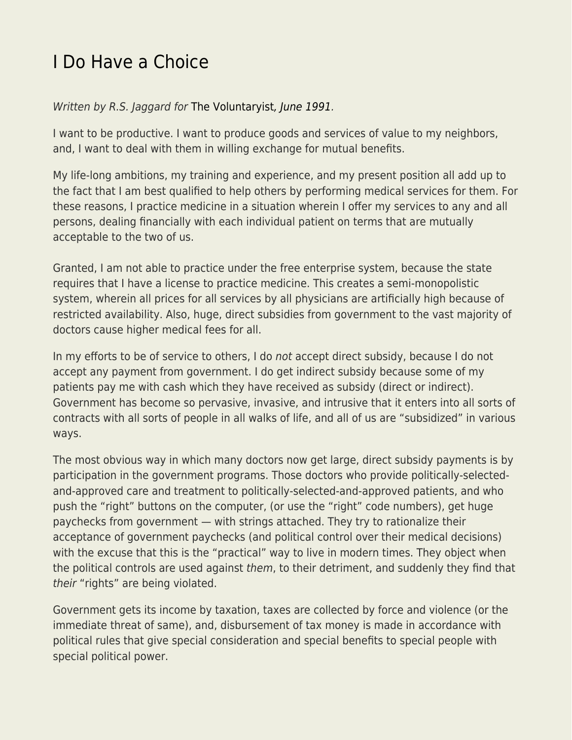# I Do Have a Choice

*Written by R.S. Jaggard for* The Voluntaryist*, June 1991.*

I want to be productive. I want to produce goods and services of value to my neighbors, and, I want to deal with them in willing exchange for mutual benefits.

My life-long ambitions, my training and experience, and my present position all add up to the fact that I am best qualified to help others by performing medical services for them. For these reasons, I practice medicine in a situation wherein I offer my services to any and all persons, dealing financially with each individual patient on terms that are mutually acceptable to the two of us.

Granted, I am not able to practice under the free enterprise system, because the state requires that I have a license to practice medicine. This creates a semi-monopolistic system, wherein all prices for all services by all physicians are artificially high because of restricted availability. Also, huge, direct subsidies from government to the vast majority of doctors cause higher medical fees for all.

In my efforts to be of service to others, I do *not* accept direct subsidy, because I do not accept any payment from government. I do get indirect subsidy because some of my patients pay me with cash which they have received as subsidy (direct or indirect). Government has become so pervasive, invasive, and intrusive that it enters into all sorts of contracts with all sorts of people in all walks of life, and all of us are "subsidized" in various ways.

The most obvious way in which many doctors now get large, direct subsidy payments is by participation in the government programs. Those doctors who provide politically-selected-and-approved care and treatment to politically-selected-and-approved patients, and who push the "right" buttons on the computer, (or use the "right" code numbers), get huge paychecks from government — with strings attached. They try to rationalize their acceptance of government paychecks (and political control over their medical decisions) with the excuse that this is the "practical" way to live in modern times. They object when the political controls are used against *them*, to their detriment, and suddenly they find that *their* "rights" are being violated.

Government gets its income by taxation, taxes are collected by force and violence (or the immediate threat of same), and, disbursement of tax money is made in accordance with political rules that give special consideration and special benefits to special people with special political power.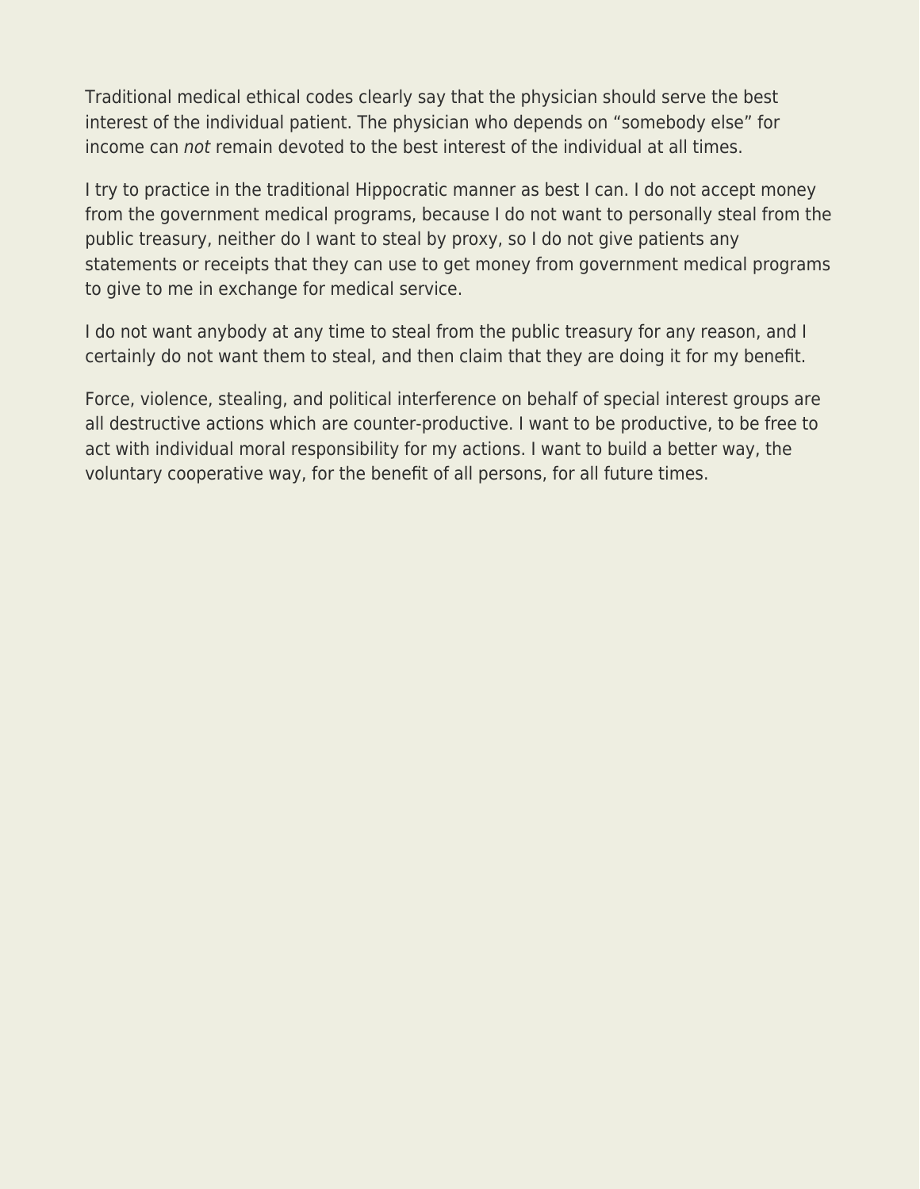Traditional medical ethical codes clearly say that the physician should serve the best interest of the individual patient. The physician who depends on "somebody else" for income can *not* remain devoted to the best interest of the individual at all times.

I try to practice in the traditional Hippocratic manner as best I can. I do not accept money from the government medical programs, because I do not want to personally steal from the public treasury, neither do I want to steal by proxy, so I do not give patients any statements or receipts that they can use to get money from government medical programs to give to me in exchange for medical service.

I do not want anybody at any time to steal from the public treasury for any reason, and I certainly do not want them to steal, and then claim that they are doing it for my benefit.

Force, violence, stealing, and political interference on behalf of special interest groups are all destructive actions which are counter-productive. I want to be productive, to be free to act with individual moral responsibility for my actions. I want to build a better way, the voluntary cooperative way, for the benefit of all persons, for all future times.